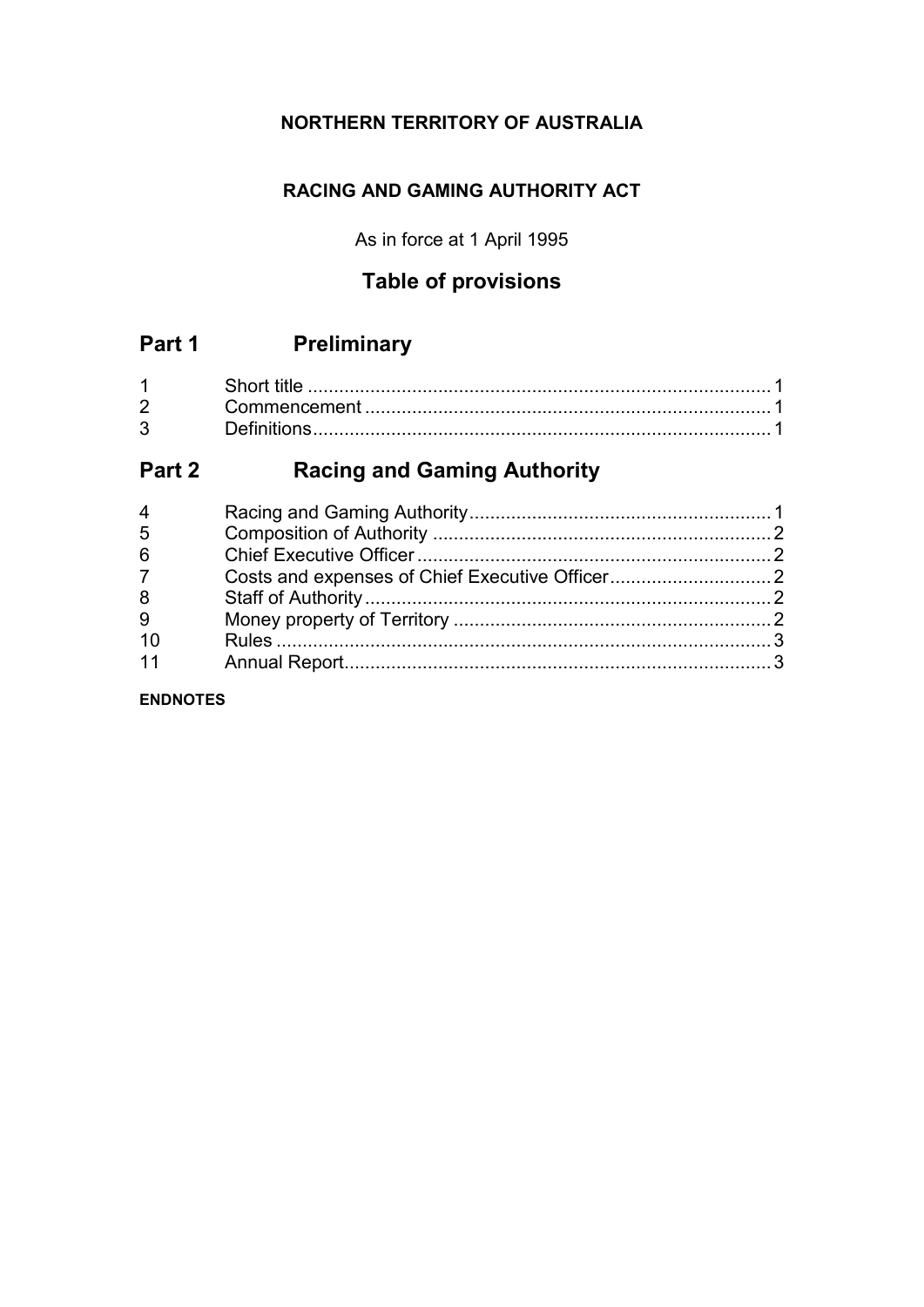**NORTHERN TERRITORY OF AUSTRALIA**

**RACING AND GAMING AUTHORITY ACT**

As in force at 1 April 1995

## Table of provisions

## Part 1 Preliminary

| | | |
|---|---|---|
| 1 | Short title | 1 |
| 2 | Commencement | 1 |
| 3 | Definitions | 1 |

## Part 2 Racing and Gaming Authority

| | | |
|---|---|---|
| 4 | Racing and Gaming Authority | 1 |
| 5 | Composition of Authority | 2 |
| 6 | Chief Executive Officer | 2 |
| 7 | Costs and expenses of Chief Executive Officer | 2 |
| 8 | Staff of Authority | 2 |
| 9 | Money property of Territory | 2 |
| 10 | Rules | 3 |
| 11 | Annual Report | 3 |

**ENDNOTES**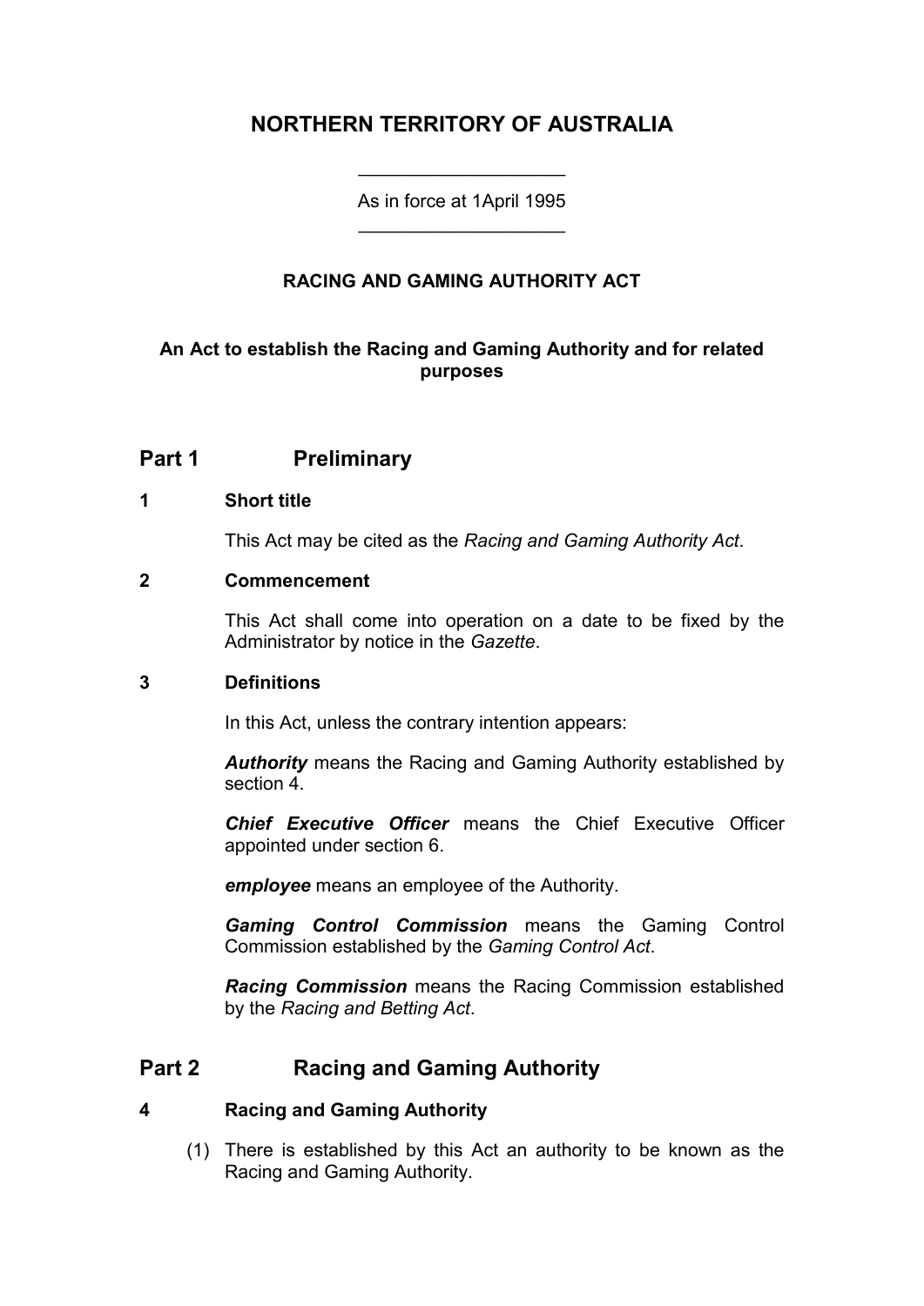# NORTHERN TERRITORY OF AUSTRALIA

As in force at 1April 1995

### RACING AND GAMING AUTHORITY ACT

**An Act to establish the Racing and Gaming Authority and for related purposes**

## Part 1 Preliminary

### 1 Short title

This Act may be cited as the *Racing and Gaming Authority Act*.

### 2 Commencement

This Act shall come into operation on a date to be fixed by the Administrator by notice in the *Gazette*.

### 3 Definitions

In this Act, unless the contrary intention appears:

***Authority*** means the Racing and Gaming Authority established by section 4.

***Chief Executive Officer*** means the Chief Executive Officer appointed under section 6.

***employee*** means an employee of the Authority.

***Gaming Control Commission*** means the Gaming Control Commission established by the *Gaming Control Act*.

***Racing Commission*** means the Racing Commission established by the *Racing and Betting Act*.

## Part 2 Racing and Gaming Authority

### 4 Racing and Gaming Authority

(1) There is established by this Act an authority to be known as the Racing and Gaming Authority.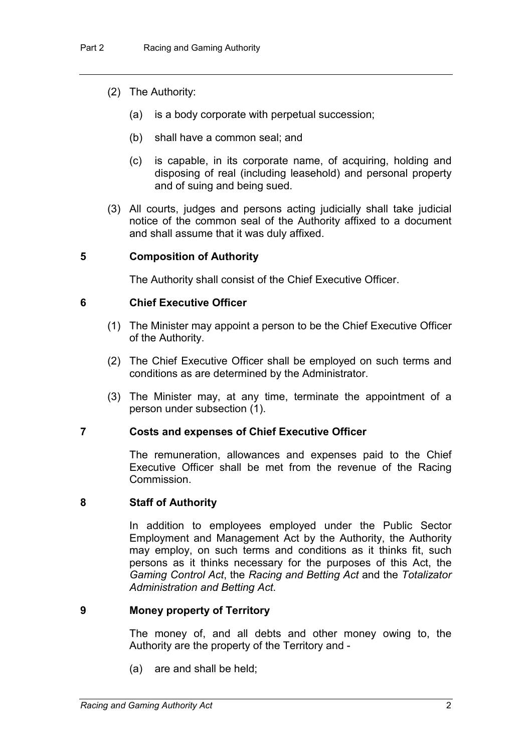(2) The Authority:

(a) is a body corporate with perpetual succession;

(b) shall have a common seal; and

(c) is capable, in its corporate name, of acquiring, holding and disposing of real (including leasehold) and personal property and of suing and being sued.

(3) All courts, judges and persons acting judicially shall take judicial notice of the common seal of the Authority affixed to a document and shall assume that it was duly affixed.

### 5 Composition of Authority

The Authority shall consist of the Chief Executive Officer.

### 6 Chief Executive Officer

(1) The Minister may appoint a person to be the Chief Executive Officer of the Authority.

(2) The Chief Executive Officer shall be employed on such terms and conditions as are determined by the Administrator.

(3) The Minister may, at any time, terminate the appointment of a person under subsection (1).

### 7 Costs and expenses of Chief Executive Officer

The remuneration, allowances and expenses paid to the Chief Executive Officer shall be met from the revenue of the Racing Commission.

### 8 Staff of Authority

In addition to employees employed under the Public Sector Employment and Management Act by the Authority, the Authority may employ, on such terms and conditions as it thinks fit, such persons as it thinks necessary for the purposes of this Act, the *Gaming Control Act*, the *Racing and Betting Act* and the *Totalizator Administration and Betting Act*.

### 9 Money property of Territory

The money of, and all debts and other money owing to, the Authority are the property of the Territory and -

(a) are and shall be held;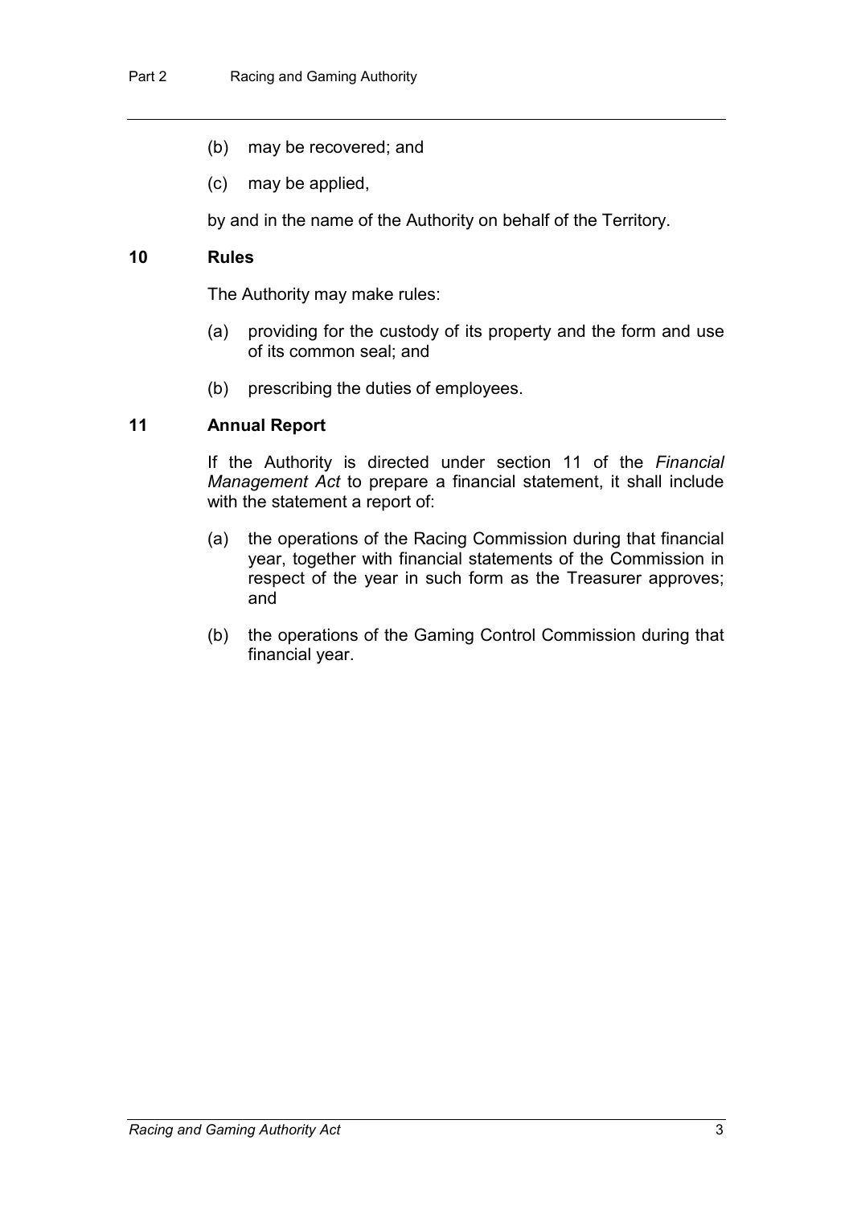(b) may be recovered; and

(c) may be applied,

by and in the name of the Authority on behalf of the Territory.

### 10 Rules

The Authority may make rules:

(a) providing for the custody of its property and the form and use of its common seal; and

(b) prescribing the duties of employees.

### 11 Annual Report

If the Authority is directed under section 11 of the *Financial Management Act* to prepare a financial statement, it shall include with the statement a report of:

(a) the operations of the Racing Commission during that financial year, together with financial statements of the Commission in respect of the year in such form as the Treasurer approves; and

(b) the operations of the Gaming Control Commission during that financial year.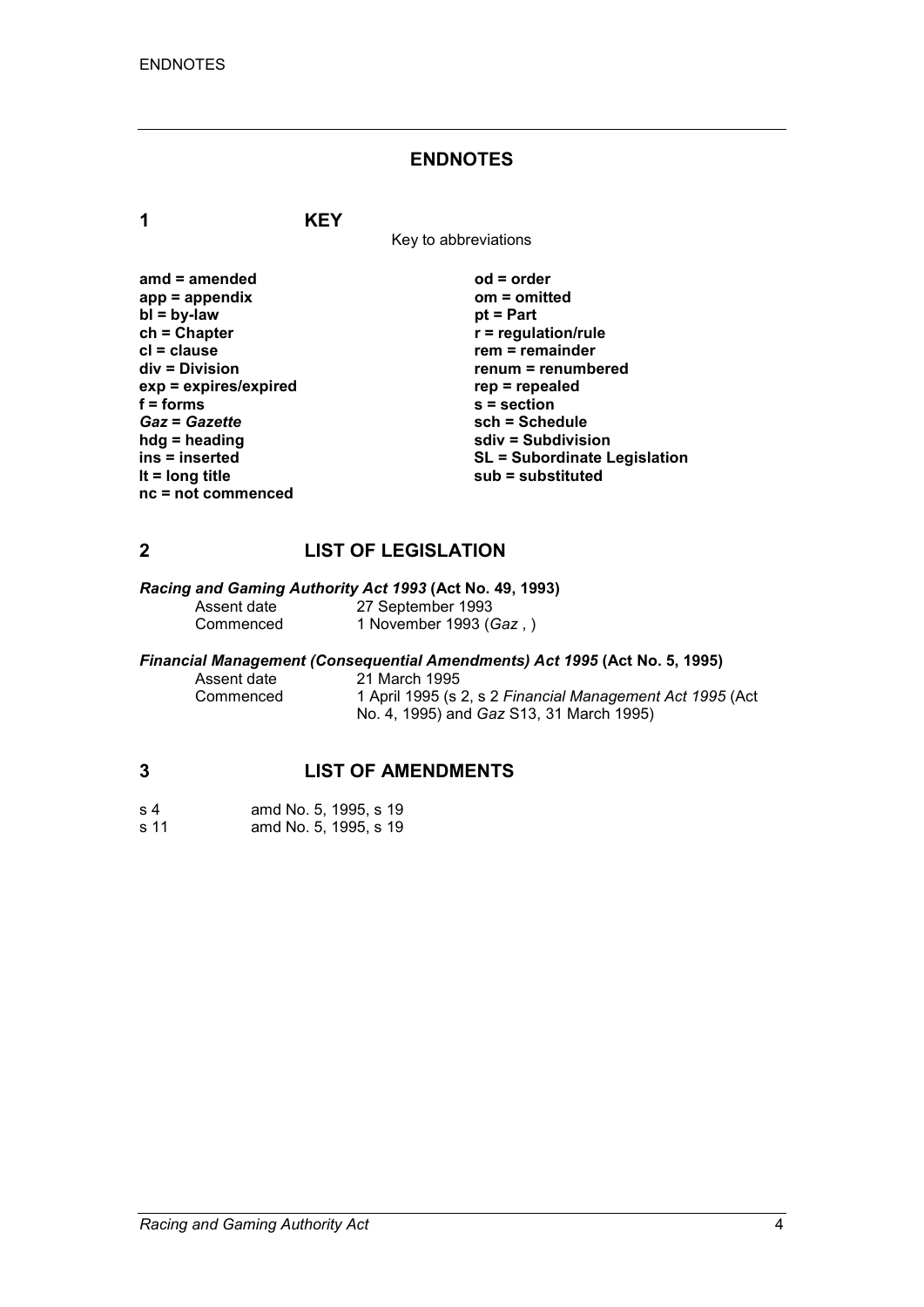# ENDNOTES

## 1 KEY

Key to abbreviations

**amd = amended**
**app = appendix**
**bl = by-law**
**ch = Chapter**
**cl = clause**
**div = Division**
**exp = expires/expired**
**f = forms**
***Gaz* = *Gazette***
**hdg = heading**
**ins = inserted**
**lt = long title**
**nc = not commenced**
**od = order**
**om = omitted**
**pt = Part**
**r = regulation/rule**
**rem = remainder**
**renum = renumbered**
**rep = repealed**
**s = section**
**sch = Schedule**
**sdiv = Subdivision**
**SL = Subordinate Legislation**
**sub = substituted**

## 2 LIST OF LEGISLATION

***Racing and Gaming Authority Act 1993* (Act No. 49, 1993)**

| | |
|---|---|
| Assent date | 27 September 1993 |
| Commenced | 1 November 1993 (*Gaz* , ) |

***Financial Management (Consequential Amendments) Act 1995* (Act No. 5, 1995)**

| | |
|---|---|
| Assent date | 21 March 1995 |
| Commenced | 1 April 1995 (s 2, s 2 *Financial Management Act 1995* (Act No. 4, 1995) and *Gaz* S13, 31 March 1995) |

## 3 LIST OF AMENDMENTS

| | |
|---|---|
| s 4 | amd No. 5, 1995, s 19 |
| s 11 | amd No. 5, 1995, s 19 |